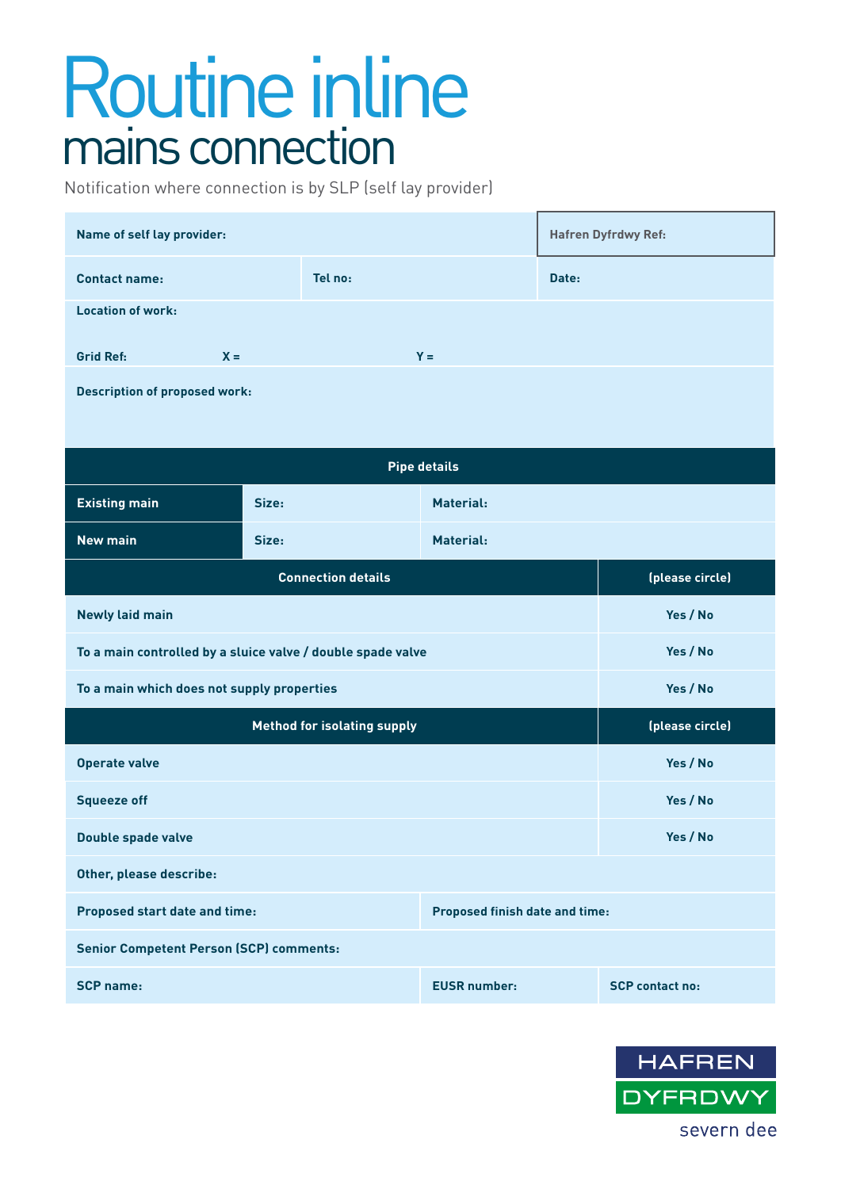# Routine inline
## mains connection

Notification where connection is by SLP (self lay provider)

| | | |
|---|---|---|
| **Name of self lay provider:** | | **Hafren Dyfrdwy Ref:** |
| **Contact name:** | **Tel no:** | **Date:** |

**Location of work:**

**Grid Ref:** **X =** **Y =**

**Description of proposed work:**

| **Pipe details** | | |
|---|---|---|
| **Existing main** | **Size:** | **Material:** |
| **New main** | **Size:** | **Material:** |

| **Connection details** | **(please circle)** |
|---|---|
| **Newly laid main** | **Yes / No** |
| **To a main controlled by a sluice valve / double spade valve** | **Yes / No** |
| **To a main which does not supply properties** | **Yes / No** |

| **Method for isolating supply** | **(please circle)** |
|---|---|
| **Operate valve** | **Yes / No** |
| **Squeeze off** | **Yes / No** |
| **Double spade valve** | **Yes / No** |

**Other, please describe:**

| | |
|---|---|
| **Proposed start date and time:** | **Proposed finish date and time:** |

**Senior Competent Person (SCP) comments:**

| | | |
|---|---|---|
| **SCP name:** | **EUSR number:** | **SCP contact no:** |

HAFREN DYFRDWY
severn dee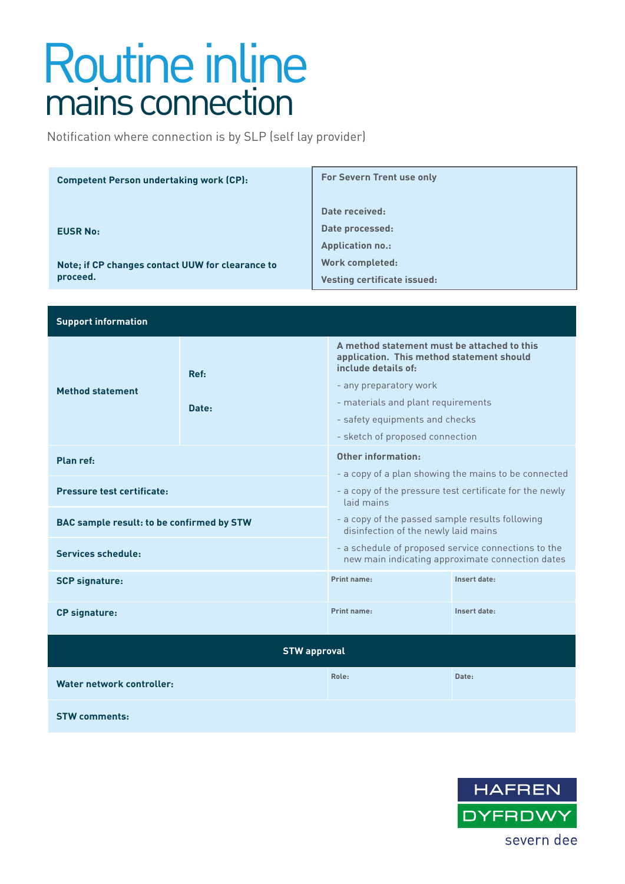# Routine inline
## mains connection

Notification where connection is by SLP (self lay provider)

| | |
|---|---|
| **Competent Person undertaking work (CP):** | **For Severn Trent use only** |
| **EUSR No:** | **Date received:** <br> **Date processed:** <br> **Application no.:** |
| **Note; if CP changes contact UUW for clearance to proceed.** | **Work completed:** <br> **Vesting certificate issued:** |

| **Support information** | | | |
|---|---|---|---|
| **Method statement** | **Ref:** <br> **Date:** | **A method statement must be attached to this application. This method statement should include details of:** <br> - any preparatory work <br> - materials and plant requirements <br> - safety equipments and checks <br> - sketch of proposed connection | |
| **Plan ref:** | | **Other information:** <br> - a copy of a plan showing the mains to be connected | |
| **Pressure test certificate:** | | - a copy of the pressure test certificate for the newly laid mains | |
| **BAC sample result: to be confirmed by STW** | | - a copy of the passed sample results following disinfection of the newly laid mains | |
| **Services schedule:** | | - a schedule of proposed service connections to the new main indicating approximate connection dates | |
| **SCP signature:** | | **Print name:** | **Insert date:** |
| **CP signature:** | | **Print name:** | **Insert date:** |

| **STW approval** | | |
|---|---|---|
| **Water network controller:** | **Role:** | **Date:** |
| **STW comments:** | | |

HAFREN DYFRDWY
severn dee